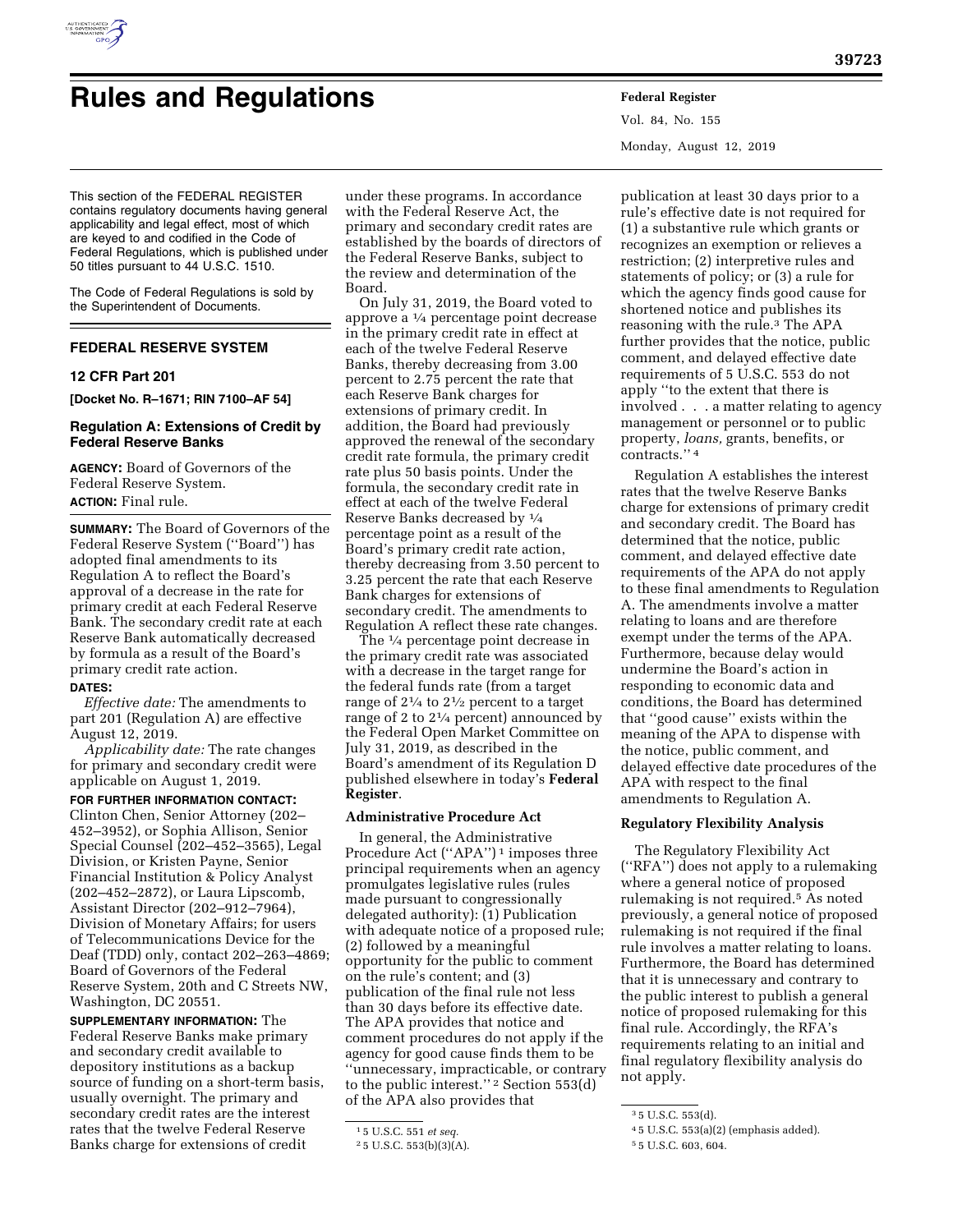# Rules and Regulations

This section of the FEDERAL REGISTER contains regulatory documents having general applicability and legal effect, most of which are keyed to and codified in the Code of Federal Regulations, which is published under 50 titles pursuant to 44 U.S.C. 1510.

The Code of Federal Regulations is sold by the Superintendent of Documents.

## FEDERAL RESERVE SYSTEM

### 12 CFR Part 201

**[Docket No. R–1671; RIN 7100–AF 54]**

### Regulation A: Extensions of Credit by Federal Reserve Banks

**AGENCY:** Board of Governors of the Federal Reserve System.

**ACTION:** Final rule.

**SUMMARY:** The Board of Governors of the Federal Reserve System (''Board'') has adopted final amendments to its Regulation A to reflect the Board's approval of a decrease in the rate for primary credit at each Federal Reserve Bank. The secondary credit rate at each Reserve Bank automatically decreased by formula as a result of the Board's primary credit rate action.

**DATES:**

*Effective date:* The amendments to part 201 (Regulation A) are effective August 12, 2019.

*Applicability date:* The rate changes for primary and secondary credit were applicable on August 1, 2019.

**FOR FURTHER INFORMATION CONTACT:** Clinton Chen, Senior Attorney (202–452–3952), or Sophia Allison, Senior Special Counsel (202–452–3565), Legal Division, or Kristen Payne, Senior Financial Institution & Policy Analyst (202–452–2872), or Laura Lipscomb, Assistant Director (202–912–7964), Division of Monetary Affairs; for users of Telecommunications Device for the Deaf (TDD) only, contact 202–263–4869; Board of Governors of the Federal Reserve System, 20th and C Streets NW, Washington, DC 20551.

**SUPPLEMENTARY INFORMATION:** The Federal Reserve Banks make primary and secondary credit available to depository institutions as a backup source of funding on a short-term basis, usually overnight. The primary and secondary credit rates are the interest rates that the twelve Federal Reserve Banks charge for extensions of credit under these programs. In accordance with the Federal Reserve Act, the primary and secondary credit rates are established by the boards of directors of the Federal Reserve Banks, subject to the review and determination of the Board.

On July 31, 2019, the Board voted to approve a ¼ percentage point decrease in the primary credit rate in effect at each of the twelve Federal Reserve Banks, thereby decreasing from 3.00 percent to 2.75 percent the rate that each Reserve Bank charges for extensions of primary credit. In addition, the Board had previously approved the renewal of the secondary credit rate formula, the primary credit rate plus 50 basis points. Under the formula, the secondary credit rate in effect at each of the twelve Federal Reserve Banks decreased by ¼ percentage point as a result of the Board's primary credit rate action, thereby decreasing from 3.50 percent to 3.25 percent the rate that each Reserve Bank charges for extensions of secondary credit. The amendments to Regulation A reflect these rate changes.

The ¼ percentage point decrease in the primary credit rate was associated with a decrease in the target range for the federal funds rate (from a target range of 2¼ to 2½ percent to a target range of 2 to 2¼ percent) announced by the Federal Open Market Committee on July 31, 2019, as described in the Board's amendment of its Regulation D published elsewhere in today's **Federal Register**.

**Administrative Procedure Act**

In general, the Administrative Procedure Act (''APA'')[1] imposes three principal requirements when an agency promulgates legislative rules (rules made pursuant to congressionally delegated authority): (1) Publication with adequate notice of a proposed rule; (2) followed by a meaningful opportunity for the public to comment on the rule's content; and (3) publication of the final rule not less than 30 days before its effective date. The APA provides that notice and comment procedures do not apply if the agency for good cause finds them to be ''unnecessary, impracticable, or contrary to the public interest.''[2] Section 553(d) of the APA also provides that publication at least 30 days prior to a rule's effective date is not required for (1) a substantive rule which grants or recognizes an exemption or relieves a restriction; (2) interpretive rules and statements of policy; or (3) a rule for which the agency finds good cause for shortened notice and publishes its reasoning with the rule.[3] The APA further provides that the notice, public comment, and delayed effective date requirements of 5 U.S.C. 553 do not apply ''to the extent that there is involved . . . a matter relating to agency management or personnel or to public property, *loans,* grants, benefits, or contracts.''[4]

Regulation A establishes the interest rates that the twelve Reserve Banks charge for extensions of primary credit and secondary credit. The Board has determined that the notice, public comment, and delayed effective date requirements of the APA do not apply to these final amendments to Regulation A. The amendments involve a matter relating to loans and are therefore exempt under the terms of the APA. Furthermore, because delay would undermine the Board's action in responding to economic data and conditions, the Board has determined that ''good cause'' exists within the meaning of the APA to dispense with the notice, public comment, and delayed effective date procedures of the APA with respect to the final amendments to Regulation A.

**Regulatory Flexibility Analysis**

The Regulatory Flexibility Act (''RFA'') does not apply to a rulemaking where a general notice of proposed rulemaking is not required.[5] As noted previously, a general notice of proposed rulemaking is not required if the final rule involves a matter relating to loans. Furthermore, the Board has determined that it is unnecessary and contrary to the public interest to publish a general notice of proposed rulemaking for this final rule. Accordingly, the RFA's requirements relating to an initial and final regulatory flexibility analysis do not apply.

---

[1] 5 U.S.C. 551 *et seq.*

[2] 5 U.S.C. 553(b)(3)(A).

[3] 5 U.S.C. 553(d).

[4] 5 U.S.C. 553(a)(2) (emphasis added).

[5] 5 U.S.C. 603, 604.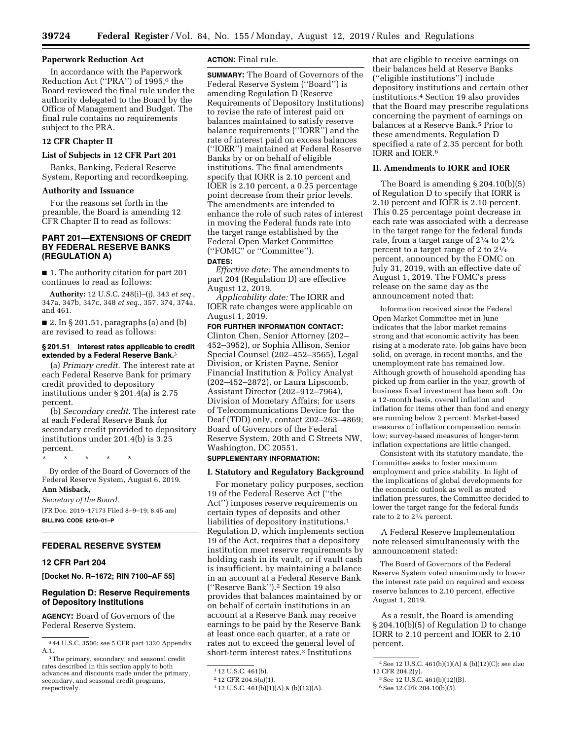### Paperwork Reduction Act

In accordance with the Paperwork Reduction Act ("PRA") of 1995,[6] the Board reviewed the final rule under the authority delegated to the Board by the Office of Management and Budget. The final rule contains no requirements subject to the PRA.

### 12 CFR Chapter II

### List of Subjects in 12 CFR Part 201

Banks, Banking, Federal Reserve System, Reporting and recordkeeping.

### Authority and Issuance

For the reasons set forth in the preamble, the Board is amending 12 CFR Chapter II to read as follows:

## PART 201—EXTENSIONS OF CREDIT BY FEDERAL RESERVE BANKS (REGULATION A)

■ 1. The authority citation for part 201 continues to read as follows:

**Authority:** 12 U.S.C. 248(i)–(j), 343 *et seq.,* 347a, 347b, 347c, 348 *et seq.,* 357, 374, 374a, and 461.

■ 2. In § 201.51, paragraphs (a) and (b) are revised to read as follows:

### § 201.51 Interest rates applicable to credit extended by a Federal Reserve Bank.[3]

(a) *Primary credit.* The interest rate at each Federal Reserve Bank for primary credit provided to depository institutions under § 201.4(a) is 2.75 percent.

(b) *Secondary credit.* The interest rate at each Federal Reserve Bank for secondary credit provided to depository institutions under 201.4(b) is 3.25 percent.

\* \* \* \* \*

By order of the Board of Governors of the Federal Reserve System, August 6, 2019.

**Ann Misback,**

*Secretary of the Board.*

[FR Doc. 2019–17173 Filed 8–9–19; 8:45 am]

**BILLING CODE 6210–01–P**

---

## FEDERAL RESERVE SYSTEM

### 12 CFR Part 204

**[Docket No. R–1672; RIN 7100–AF 55]**

## Regulation D: Reserve Requirements of Depository Institutions

**AGENCY:** Board of Governors of the Federal Reserve System.

**ACTION:** Final rule.

**SUMMARY:** The Board of Governors of the Federal Reserve System ("Board") is amending Regulation D (Reserve Requirements of Depository Institutions) to revise the rate of interest paid on balances maintained to satisfy reserve balance requirements ("IORR") and the rate of interest paid on excess balances ("IOER") maintained at Federal Reserve Banks by or on behalf of eligible institutions. The final amendments specify that IORR is 2.10 percent and IOER is 2.10 percent, a 0.25 percentage point decrease from their prior levels. The amendments are intended to enhance the role of such rates of interest in moving the Federal funds rate into the target range established by the Federal Open Market Committee ("FOMC" or "Committee").

**DATES:**

*Effective date:* The amendments to part 204 (Regulation D) are effective August 12, 2019.

*Applicability date:* The IORR and IOER rate changes were applicable on August 1, 2019.

**FOR FURTHER INFORMATION CONTACT:** Clinton Chen, Senior Attorney (202–452–3952), or Sophia Allison, Senior Special Counsel (202–452–3565), Legal Division, or Kristen Payne, Senior Financial Institution & Policy Analyst (202–452–2872), or Laura Lipscomb, Assistant Director (202–912–7964), Division of Monetary Affairs; for users of Telecommunications Device for the Deaf (TDD) only, contact 202–263–4869; Board of Governors of the Federal Reserve System, 20th and C Streets NW, Washington, DC 20551.

**SUPPLEMENTARY INFORMATION:**

### I. Statutory and Regulatory Background

For monetary policy purposes, section 19 of the Federal Reserve Act ("the Act") imposes reserve requirements on certain types of deposits and other liabilities of depository institutions.[1] Regulation D, which implements section 19 of the Act, requires that a depository institution meet reserve requirements by holding cash in its vault, or if vault cash is insufficient, by maintaining a balance in an account at a Federal Reserve Bank ("Reserve Bank").[2] Section 19 also provides that balances maintained by or on behalf of certain institutions in an account at a Reserve Bank may receive earnings to be paid by the Reserve Bank at least once each quarter, at a rate or rates not to exceed the general level of short-term interest rates.[3] Institutions that are eligible to receive earnings on their balances held at Reserve Banks ("eligible institutions") include depository institutions and certain other institutions.[4] Section 19 also provides that the Board may prescribe regulations concerning the payment of earnings on balances at a Reserve Bank.[5] Prior to these amendments, Regulation D specified a rate of 2.35 percent for both IORR and IOER.[6]

### II. Amendments to IORR and IOER

The Board is amending § 204.10(b)(5) of Regulation D to specify that IORR is 2.10 percent and IOER is 2.10 percent. This 0.25 percentage point decrease in each rate was associated with a decrease in the target range for the federal funds rate, from a target range of 2¼ to 2½ percent to a target range of 2 to 2¼ percent, announced by the FOMC on July 31, 2019, with an effective date of August 1, 2019. The FOMC's press release on the same day as the announcement noted that:

> Information received since the Federal Open Market Committee met in June indicates that the labor market remains strong and that economic activity has been rising at a moderate rate. Job gains have been solid, on average, in recent months, and the unemployment rate has remained low. Although growth of household spending has picked up from earlier in the year, growth of business fixed investment has been soft. On a 12-month basis, overall inflation and inflation for items other than food and energy are running below 2 percent. Market-based measures of inflation compensation remain low; survey-based measures of longer-term inflation expectations are little changed.
>
> Consistent with its statutory mandate, the Committee seeks to foster maximum employment and price stability. In light of the implications of global developments for the economic outlook as well as muted inflation pressures, the Committee decided to lower the target range for the federal funds rate to 2 to 2¼ percent.

A Federal Reserve Implementation note released simultaneously with the announcement stated:

> The Board of Governors of the Federal Reserve System voted unanimously to lower the interest rate paid on required and excess reserve balances to 2.10 percent, effective August 1, 2019.

As a result, the Board is amending § 204.10(b)(5) of Regulation D to change IORR to 2.10 percent and IOER to 2.10 percent.

---

[6] 44 U.S.C. 3506; see 5 CFR part 1320 Appendix A.1.

[3] The primary, secondary, and seasonal credit rates described in this section apply to both advances and discounts made under the primary, secondary, and seasonal credit programs, respectively.

[1] 12 U.S.C. 461(b).

[2] 12 CFR 204.5(a)(1).

[3] 12 U.S.C. 461(b)(1)(A) & (b)(12)(A).

[4] See 12 U.S.C. 461(b)(1)(A) & (b)(12)(C); see also 12 CFR 204.2(y).

[5] See 12 U.S.C. 461(b)(12)(B).

[6] See 12 CFR 204.10(b)(5).